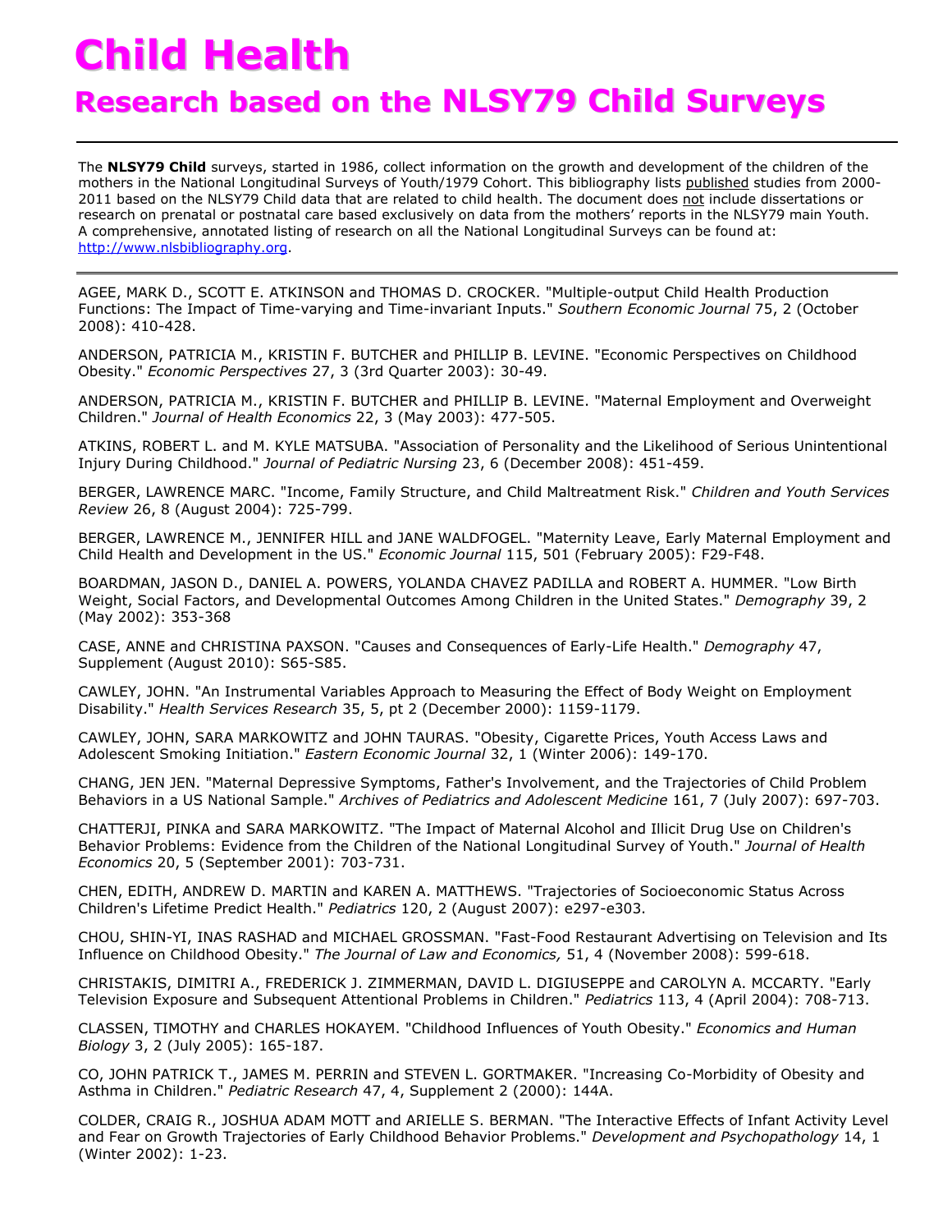# Child Health

## Research based on the NLSY79 Child Surveys

---

The **NLSY79 Child** surveys, started in 1986, collect information on the growth and development of the children of the mothers in the National Longitudinal Surveys of Youth/1979 Cohort. This bibliography lists published studies from 2000-2011 based on the NLSY79 Child data that are related to child health. The document does not include dissertations or research on prenatal or postnatal care based exclusively on data from the mothers' reports in the NLSY79 main Youth. A comprehensive, annotated listing of research on all the National Longitudinal Surveys can be found at: http://www.nlsbibliography.org.

---

AGEE, MARK D., SCOTT E. ATKINSON and THOMAS D. CROCKER. "Multiple-output Child Health Production Functions: The Impact of Time-varying and Time-invariant Inputs." *Southern Economic Journal* 75, 2 (October 2008): 410-428.

ANDERSON, PATRICIA M., KRISTIN F. BUTCHER and PHILLIP B. LEVINE. "Economic Perspectives on Childhood Obesity." *Economic Perspectives* 27, 3 (3rd Quarter 2003): 30-49.

ANDERSON, PATRICIA M., KRISTIN F. BUTCHER and PHILLIP B. LEVINE. "Maternal Employment and Overweight Children." *Journal of Health Economics* 22, 3 (May 2003): 477-505.

ATKINS, ROBERT L. and M. KYLE MATSUBA. "Association of Personality and the Likelihood of Serious Unintentional Injury During Childhood." *Journal of Pediatric Nursing* 23, 6 (December 2008): 451-459.

BERGER, LAWRENCE MARC. "Income, Family Structure, and Child Maltreatment Risk." *Children and Youth Services Review* 26, 8 (August 2004): 725-799.

BERGER, LAWRENCE M., JENNIFER HILL and JANE WALDFOGEL. "Maternity Leave, Early Maternal Employment and Child Health and Development in the US." *Economic Journal* 115, 501 (February 2005): F29-F48.

BOARDMAN, JASON D., DANIEL A. POWERS, YOLANDA CHAVEZ PADILLA and ROBERT A. HUMMER. "Low Birth Weight, Social Factors, and Developmental Outcomes Among Children in the United States." *Demography* 39, 2 (May 2002): 353-368

CASE, ANNE and CHRISTINA PAXSON. "Causes and Consequences of Early-Life Health." *Demography* 47, Supplement (August 2010): S65-S85.

CAWLEY, JOHN. "An Instrumental Variables Approach to Measuring the Effect of Body Weight on Employment Disability." *Health Services Research* 35, 5, pt 2 (December 2000): 1159-1179.

CAWLEY, JOHN, SARA MARKOWITZ and JOHN TAURAS. "Obesity, Cigarette Prices, Youth Access Laws and Adolescent Smoking Initiation." *Eastern Economic Journal* 32, 1 (Winter 2006): 149-170.

CHANG, JEN JEN. "Maternal Depressive Symptoms, Father's Involvement, and the Trajectories of Child Problem Behaviors in a US National Sample." *Archives of Pediatrics and Adolescent Medicine* 161, 7 (July 2007): 697-703.

CHATTERJI, PINKA and SARA MARKOWITZ. "The Impact of Maternal Alcohol and Illicit Drug Use on Children's Behavior Problems: Evidence from the Children of the National Longitudinal Survey of Youth." *Journal of Health Economics* 20, 5 (September 2001): 703-731.

CHEN, EDITH, ANDREW D. MARTIN and KAREN A. MATTHEWS. "Trajectories of Socioeconomic Status Across Children's Lifetime Predict Health." *Pediatrics* 120, 2 (August 2007): e297-e303.

CHOU, SHIN-YI, INAS RASHAD and MICHAEL GROSSMAN. "Fast-Food Restaurant Advertising on Television and Its Influence on Childhood Obesity." *The Journal of Law and Economics,* 51, 4 (November 2008): 599-618.

CHRISTAKIS, DIMITRI A., FREDERICK J. ZIMMERMAN, DAVID L. DIGIUSEPPE and CAROLYN A. MCCARTY. "Early Television Exposure and Subsequent Attentional Problems in Children." *Pediatrics* 113, 4 (April 2004): 708-713.

CLASSEN, TIMOTHY and CHARLES HOKAYEM. "Childhood Influences of Youth Obesity." *Economics and Human Biology* 3, 2 (July 2005): 165-187.

CO, JOHN PATRICK T., JAMES M. PERRIN and STEVEN L. GORTMAKER. "Increasing Co-Morbidity of Obesity and Asthma in Children." *Pediatric Research* 47, 4, Supplement 2 (2000): 144A.

COLDER, CRAIG R., JOSHUA ADAM MOTT and ARIELLE S. BERMAN. "The Interactive Effects of Infant Activity Level and Fear on Growth Trajectories of Early Childhood Behavior Problems." *Development and Psychopathology* 14, 1 (Winter 2002): 1-23.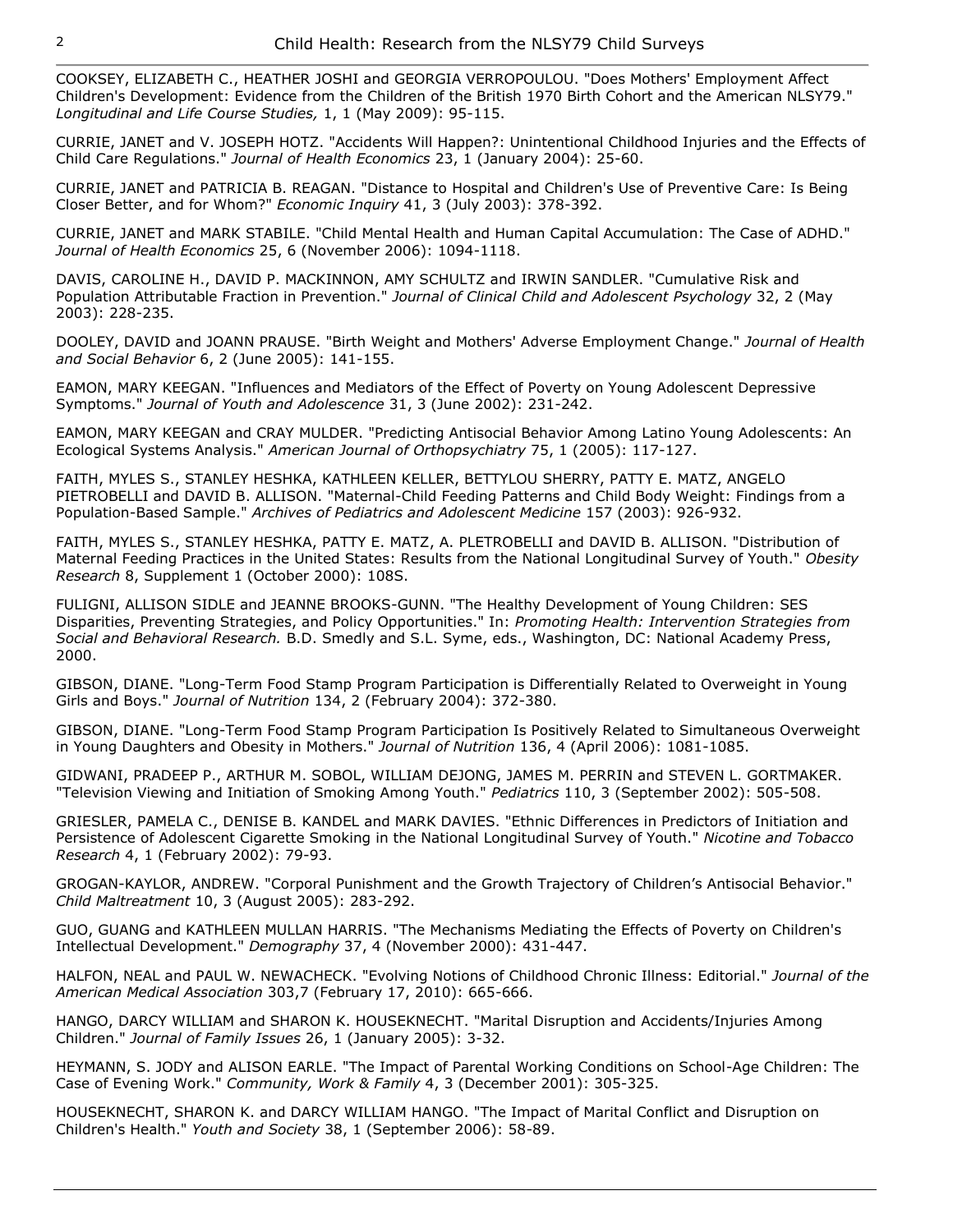COOKSEY, ELIZABETH C., HEATHER JOSHI and GEORGIA VERROPOULOU. "Does Mothers' Employment Affect Children's Development: Evidence from the Children of the British 1970 Birth Cohort and the American NLSY79." *Longitudinal and Life Course Studies,* 1, 1 (May 2009): 95-115.

CURRIE, JANET and V. JOSEPH HOTZ. "Accidents Will Happen?: Unintentional Childhood Injuries and the Effects of Child Care Regulations." *Journal of Health Economics* 23, 1 (January 2004): 25-60.

CURRIE, JANET and PATRICIA B. REAGAN. "Distance to Hospital and Children's Use of Preventive Care: Is Being Closer Better, and for Whom?" *Economic Inquiry* 41, 3 (July 2003): 378-392.

CURRIE, JANET and MARK STABILE. "Child Mental Health and Human Capital Accumulation: The Case of ADHD." *Journal of Health Economics* 25, 6 (November 2006): 1094-1118.

DAVIS, CAROLINE H., DAVID P. MACKINNON, AMY SCHULTZ and IRWIN SANDLER. "Cumulative Risk and Population Attributable Fraction in Prevention." *Journal of Clinical Child and Adolescent Psychology* 32, 2 (May 2003): 228-235.

DOOLEY, DAVID and JOANN PRAUSE. "Birth Weight and Mothers' Adverse Employment Change." *Journal of Health and Social Behavior* 6, 2 (June 2005): 141-155.

EAMON, MARY KEEGAN. "Influences and Mediators of the Effect of Poverty on Young Adolescent Depressive Symptoms." *Journal of Youth and Adolescence* 31, 3 (June 2002): 231-242.

EAMON, MARY KEEGAN and CRAY MULDER. "Predicting Antisocial Behavior Among Latino Young Adolescents: An Ecological Systems Analysis." *American Journal of Orthopsychiatry* 75, 1 (2005): 117-127.

FAITH, MYLES S., STANLEY HESHKA, KATHLEEN KELLER, BETTYLOU SHERRY, PATTY E. MATZ, ANGELO PIETROBELLI and DAVID B. ALLISON. "Maternal-Child Feeding Patterns and Child Body Weight: Findings from a Population-Based Sample." *Archives of Pediatrics and Adolescent Medicine* 157 (2003): 926-932.

FAITH, MYLES S., STANLEY HESHKA, PATTY E. MATZ, A. PLETROBELLI and DAVID B. ALLISON. "Distribution of Maternal Feeding Practices in the United States: Results from the National Longitudinal Survey of Youth." *Obesity Research* 8, Supplement 1 (October 2000): 108S.

FULIGNI, ALLISON SIDLE and JEANNE BROOKS-GUNN. "The Healthy Development of Young Children: SES Disparities, Preventing Strategies, and Policy Opportunities." In: *Promoting Health: Intervention Strategies from Social and Behavioral Research.* B.D. Smedly and S.L. Syme, eds., Washington, DC: National Academy Press, 2000.

GIBSON, DIANE. "Long-Term Food Stamp Program Participation is Differentially Related to Overweight in Young Girls and Boys." *Journal of Nutrition* 134, 2 (February 2004): 372-380.

GIBSON, DIANE. "Long-Term Food Stamp Program Participation Is Positively Related to Simultaneous Overweight in Young Daughters and Obesity in Mothers." *Journal of Nutrition* 136, 4 (April 2006): 1081-1085.

GIDWANI, PRADEEP P., ARTHUR M. SOBOL, WILLIAM DEJONG, JAMES M. PERRIN and STEVEN L. GORTMAKER. "Television Viewing and Initiation of Smoking Among Youth." *Pediatrics* 110, 3 (September 2002): 505-508.

GRIESLER, PAMELA C., DENISE B. KANDEL and MARK DAVIES. "Ethnic Differences in Predictors of Initiation and Persistence of Adolescent Cigarette Smoking in the National Longitudinal Survey of Youth." *Nicotine and Tobacco Research* 4, 1 (February 2002): 79-93.

GROGAN-KAYLOR, ANDREW. "Corporal Punishment and the Growth Trajectory of Children's Antisocial Behavior." *Child Maltreatment* 10, 3 (August 2005): 283-292.

GUO, GUANG and KATHLEEN MULLAN HARRIS. "The Mechanisms Mediating the Effects of Poverty on Children's Intellectual Development." *Demography* 37, 4 (November 2000): 431-447.

HALFON, NEAL and PAUL W. NEWACHECK. "Evolving Notions of Childhood Chronic Illness: Editorial." *Journal of the American Medical Association* 303,7 (February 17, 2010): 665-666.

HANGO, DARCY WILLIAM and SHARON K. HOUSEKNECHT. "Marital Disruption and Accidents/Injuries Among Children." *Journal of Family Issues* 26, 1 (January 2005): 3-32.

HEYMANN, S. JODY and ALISON EARLE. "The Impact of Parental Working Conditions on School-Age Children: The Case of Evening Work." *Community, Work & Family* 4, 3 (December 2001): 305-325.

HOUSEKNECHT, SHARON K. and DARCY WILLIAM HANGO. "The Impact of Marital Conflict and Disruption on Children's Health." *Youth and Society* 38, 1 (September 2006): 58-89.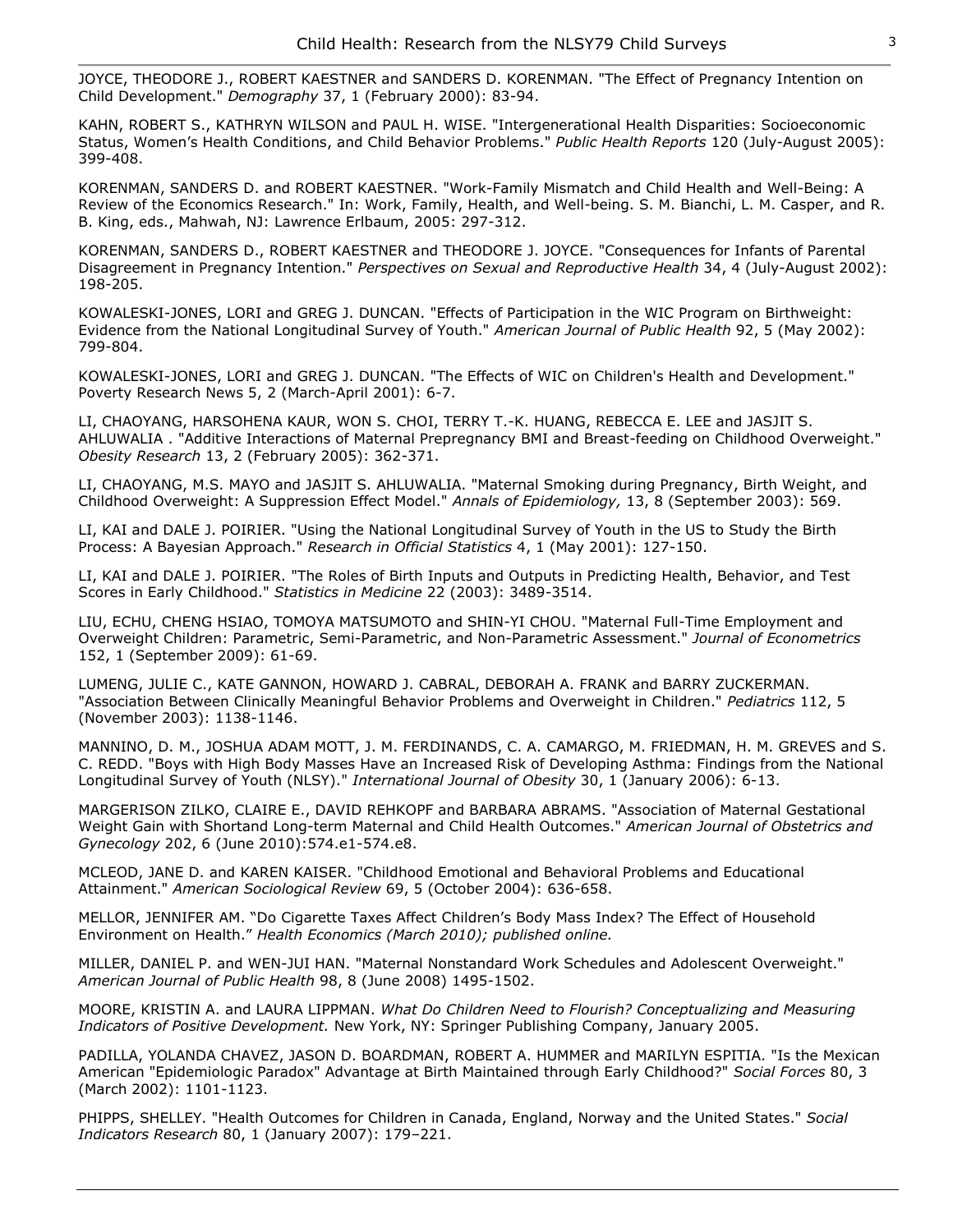JOYCE, THEODORE J., ROBERT KAESTNER and SANDERS D. KORENMAN. "The Effect of Pregnancy Intention on Child Development." *Demography* 37, 1 (February 2000): 83-94.

KAHN, ROBERT S., KATHRYN WILSON and PAUL H. WISE. "Intergenerational Health Disparities: Socioeconomic Status, Women's Health Conditions, and Child Behavior Problems." *Public Health Reports* 120 (July-August 2005): 399-408.

KORENMAN, SANDERS D. and ROBERT KAESTNER. "Work-Family Mismatch and Child Health and Well-Being: A Review of the Economics Research." In: Work, Family, Health, and Well-being. S. M. Bianchi, L. M. Casper, and R. B. King, eds., Mahwah, NJ: Lawrence Erlbaum, 2005: 297-312.

KORENMAN, SANDERS D., ROBERT KAESTNER and THEODORE J. JOYCE. "Consequences for Infants of Parental Disagreement in Pregnancy Intention." *Perspectives on Sexual and Reproductive Health* 34, 4 (July-August 2002): 198-205.

KOWALESKI-JONES, LORI and GREG J. DUNCAN. "Effects of Participation in the WIC Program on Birthweight: Evidence from the National Longitudinal Survey of Youth." *American Journal of Public Health* 92, 5 (May 2002): 799-804.

KOWALESKI-JONES, LORI and GREG J. DUNCAN. "The Effects of WIC on Children's Health and Development." Poverty Research News 5, 2 (March-April 2001): 6-7.

LI, CHAOYANG, HARSOHENA KAUR, WON S. CHOI, TERRY T.-K. HUANG, REBECCA E. LEE and JASJIT S. AHLUWALIA . "Additive Interactions of Maternal Prepregnancy BMI and Breast-feeding on Childhood Overweight." *Obesity Research* 13, 2 (February 2005): 362-371.

LI, CHAOYANG, M.S. MAYO and JASJIT S. AHLUWALIA. "Maternal Smoking during Pregnancy, Birth Weight, and Childhood Overweight: A Suppression Effect Model." *Annals of Epidemiology,* 13, 8 (September 2003): 569.

LI, KAI and DALE J. POIRIER. "Using the National Longitudinal Survey of Youth in the US to Study the Birth Process: A Bayesian Approach." *Research in Official Statistics* 4, 1 (May 2001): 127-150.

LI, KAI and DALE J. POIRIER. "The Roles of Birth Inputs and Outputs in Predicting Health, Behavior, and Test Scores in Early Childhood." *Statistics in Medicine* 22 (2003): 3489-3514.

LIU, ECHU, CHENG HSIAO, TOMOYA MATSUMOTO and SHIN-YI CHOU. "Maternal Full-Time Employment and Overweight Children: Parametric, Semi-Parametric, and Non-Parametric Assessment." *Journal of Econometrics* 152, 1 (September 2009): 61-69.

LUMENG, JULIE C., KATE GANNON, HOWARD J. CABRAL, DEBORAH A. FRANK and BARRY ZUCKERMAN. "Association Between Clinically Meaningful Behavior Problems and Overweight in Children." *Pediatrics* 112, 5 (November 2003): 1138-1146.

MANNINO, D. M., JOSHUA ADAM MOTT, J. M. FERDINANDS, C. A. CAMARGO, M. FRIEDMAN, H. M. GREVES and S. C. REDD. "Boys with High Body Masses Have an Increased Risk of Developing Asthma: Findings from the National Longitudinal Survey of Youth (NLSY)." *International Journal of Obesity* 30, 1 (January 2006): 6-13.

MARGERISON ZILKO, CLAIRE E., DAVID REHKOPF and BARBARA ABRAMS. "Association of Maternal Gestational Weight Gain with Shortand Long-term Maternal and Child Health Outcomes." *American Journal of Obstetrics and Gynecology* 202, 6 (June 2010):574.e1-574.e8.

MCLEOD, JANE D. and KAREN KAISER. "Childhood Emotional and Behavioral Problems and Educational Attainment." *American Sociological Review* 69, 5 (October 2004): 636-658.

MELLOR, JENNIFER AM. "Do Cigarette Taxes Affect Children's Body Mass Index? The Effect of Household Environment on Health." *Health Economics (March 2010); published online.*

MILLER, DANIEL P. and WEN-JUI HAN. "Maternal Nonstandard Work Schedules and Adolescent Overweight." *American Journal of Public Health* 98, 8 (June 2008) 1495-1502.

MOORE, KRISTIN A. and LAURA LIPPMAN. *What Do Children Need to Flourish? Conceptualizing and Measuring Indicators of Positive Development.* New York, NY: Springer Publishing Company, January 2005.

PADILLA, YOLANDA CHAVEZ, JASON D. BOARDMAN, ROBERT A. HUMMER and MARILYN ESPITIA. "Is the Mexican American "Epidemiologic Paradox" Advantage at Birth Maintained through Early Childhood?" *Social Forces* 80, 3 (March 2002): 1101-1123.

PHIPPS, SHELLEY. "Health Outcomes for Children in Canada, England, Norway and the United States." *Social Indicators Research* 80, 1 (January 2007): 179–221.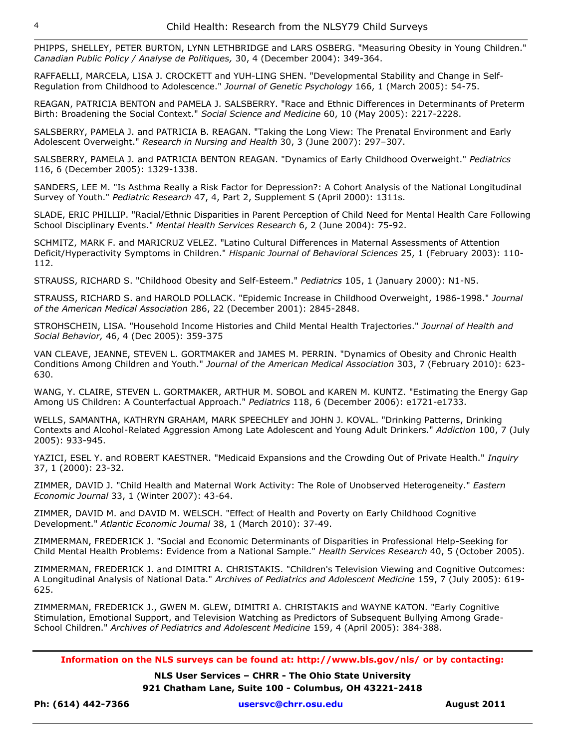PHIPPS, SHELLEY, PETER BURTON, LYNN LETHBRIDGE and LARS OSBERG. "Measuring Obesity in Young Children." *Canadian Public Policy / Analyse de Politiques,* 30, 4 (December 2004): 349-364.

RAFFAELLI, MARCELA, LISA J. CROCKETT and YUH-LING SHEN. "Developmental Stability and Change in Self-Regulation from Childhood to Adolescence." *Journal of Genetic Psychology* 166, 1 (March 2005): 54-75.

REAGAN, PATRICIA BENTON and PAMELA J. SALSBERRY. "Race and Ethnic Differences in Determinants of Preterm Birth: Broadening the Social Context." *Social Science and Medicine* 60, 10 (May 2005): 2217-2228.

SALSBERRY, PAMELA J. and PATRICIA B. REAGAN. "Taking the Long View: The Prenatal Environment and Early Adolescent Overweight." *Research in Nursing and Health* 30, 3 (June 2007): 297–307.

SALSBERRY, PAMELA J. and PATRICIA BENTON REAGAN. "Dynamics of Early Childhood Overweight." *Pediatrics* 116, 6 (December 2005): 1329-1338.

SANDERS, LEE M. "Is Asthma Really a Risk Factor for Depression?: A Cohort Analysis of the National Longitudinal Survey of Youth." *Pediatric Research* 47, 4, Part 2, Supplement S (April 2000): 1311s.

SLADE, ERIC PHILLIP. "Racial/Ethnic Disparities in Parent Perception of Child Need for Mental Health Care Following School Disciplinary Events." *Mental Health Services Research* 6, 2 (June 2004): 75-92.

SCHMITZ, MARK F. and MARICRUZ VELEZ. "Latino Cultural Differences in Maternal Assessments of Attention Deficit/Hyperactivity Symptoms in Children." *Hispanic Journal of Behavioral Sciences* 25, 1 (February 2003): 110-112.

STRAUSS, RICHARD S. "Childhood Obesity and Self-Esteem." *Pediatrics* 105, 1 (January 2000): N1-N5.

STRAUSS, RICHARD S. and HAROLD POLLACK. "Epidemic Increase in Childhood Overweight, 1986-1998." *Journal of the American Medical Association* 286, 22 (December 2001): 2845-2848.

STROHSCHEIN, LISA. "Household Income Histories and Child Mental Health Trajectories." *Journal of Health and Social Behavior,* 46, 4 (Dec 2005): 359-375

VAN CLEAVE, JEANNE, STEVEN L. GORTMAKER and JAMES M. PERRIN. "Dynamics of Obesity and Chronic Health Conditions Among Children and Youth." *Journal of the American Medical Association* 303, 7 (February 2010): 623-630.

WANG, Y. CLAIRE, STEVEN L. GORTMAKER, ARTHUR M. SOBOL and KAREN M. KUNTZ. "Estimating the Energy Gap Among US Children: A Counterfactual Approach." *Pediatrics* 118, 6 (December 2006): e1721-e1733.

WELLS, SAMANTHA, KATHRYN GRAHAM, MARK SPEECHLEY and JOHN J. KOVAL. "Drinking Patterns, Drinking Contexts and Alcohol-Related Aggression Among Late Adolescent and Young Adult Drinkers." *Addiction* 100, 7 (July 2005): 933-945.

YAZICI, ESEL Y. and ROBERT KAESTNER. "Medicaid Expansions and the Crowding Out of Private Health." *Inquiry* 37, 1 (2000): 23-32.

ZIMMER, DAVID J. "Child Health and Maternal Work Activity: The Role of Unobserved Heterogeneity." *Eastern Economic Journal* 33, 1 (Winter 2007): 43-64.

ZIMMER, DAVID M. and DAVID M. WELSCH. "Effect of Health and Poverty on Early Childhood Cognitive Development." *Atlantic Economic Journal* 38, 1 (March 2010): 37-49.

ZIMMERMAN, FREDERICK J. "Social and Economic Determinants of Disparities in Professional Help-Seeking for Child Mental Health Problems: Evidence from a National Sample." *Health Services Research* 40, 5 (October 2005).

ZIMMERMAN, FREDERICK J. and DIMITRI A. CHRISTAKIS. "Children's Television Viewing and Cognitive Outcomes: A Longitudinal Analysis of National Data." *Archives of Pediatrics and Adolescent Medicine* 159, 7 (July 2005): 619-625.

ZIMMERMAN, FREDERICK J., GWEN M. GLEW, DIMITRI A. CHRISTAKIS and WAYNE KATON. "Early Cognitive Stimulation, Emotional Support, and Television Watching as Predictors of Subsequent Bullying Among Grade-School Children." *Archives of Pediatrics and Adolescent Medicine* 159, 4 (April 2005): 384-388.

**Information on the NLS surveys can be found at: http://www.bls.gov/nls/ or by contacting:**

**NLS User Services – CHRR - The Ohio State University**
**921 Chatham Lane, Suite 100 - Columbus, OH 43221-2418**

**Ph: (614) 442-7366** **usersvc@chrr.osu.edu** **August 2011**